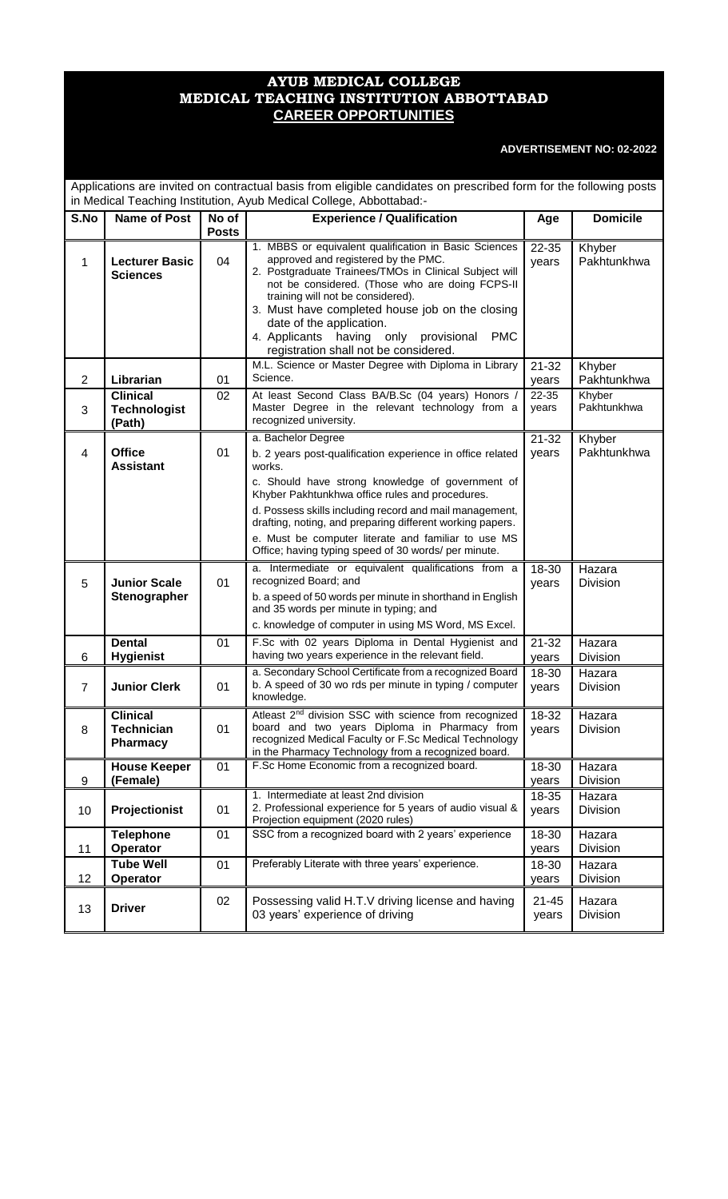# AYUB MEDICAL COLLEGE
# MEDICAL TEACHING INSTITUTION ABBOTTABAD
## CAREER OPPORTUNITIES

**ADVERTISEMENT NO: 02-2022**

Applications are invited on contractual basis from eligible candidates on prescribed form for the following posts in Medical Teaching Institution, Ayub Medical College, Abbottabad:-

| S.No | Name of Post | No of Posts | Experience / Qualification | Age | Domicile |
|---|---|---|---|---|---|
| 1 | **Lecturer Basic Sciences** | 04 | 1. MBBS or equivalent qualification in Basic Sciences approved and registered by the PMC.<br>2. Postgraduate Trainees/TMOs in Clinical Subject will not be considered. (Those who are doing FCPS-II training will not be considered).<br>3. Must have completed house job on the closing date of the application.<br>4. Applicants having only provisional PMC registration shall not be considered. | 22-35 years | Khyber Pakhtunkhwa |
| 2 | **Librarian** | 01 | M.L. Science or Master Degree with Diploma in Library Science. | 21-32 years | Khyber Pakhtunkhwa |
| 3 | **Clinical Technologist (Path)** | 02 | At least Second Class BA/B.Sc (04 years) Honors / Master Degree in the relevant technology from a recognized university. | 22-35 years | Khyber Pakhtunkhwa |
| 4 | **Office Assistant** | 01 | a. Bachelor Degree<br>b. 2 years post-qualification experience in office related works.<br>c. Should have strong knowledge of government of Khyber Pakhtunkhwa office rules and procedures.<br>d. Possess skills including record and mail management, drafting, noting, and preparing different working papers.<br>e. Must be computer literate and familiar to use MS Office; having typing speed of 30 words/ per minute. | 21-32 years | Khyber Pakhtunkhwa |
| 5 | **Junior Scale Stenographer** | 01 | a. Intermediate or equivalent qualifications from a recognized Board; and<br>b. a speed of 50 words per minute in shorthand in English and 35 words per minute in typing; and<br>c. knowledge of computer in using MS Word, MS Excel. | 18-30 years | Hazara Division |
| 6 | **Dental Hygienist** | 01 | F.Sc with 02 years Diploma in Dental Hygienist and having two years experience in the relevant field. | 21-32 years | Hazara Division |
| 7 | **Junior Clerk** | 01 | a. Secondary School Certificate from a recognized Board<br>b. A speed of 30 wo rds per minute in typing / computer knowledge. | 18-30 years | Hazara Division |
| 8 | **Clinical Technician Pharmacy** | 01 | Atleast 2nd division SSC with science from recognized board and two years Diploma in Pharmacy from recognized Medical Faculty or F.Sc Medical Technology in the Pharmacy Technology from a recognized board. | 18-32 years | Hazara Division |
| 9 | **House Keeper (Female)** | 01 | F.Sc Home Economic from a recognized board. | 18-30 years | Hazara Division |
| 10 | **Projectionist** | 01 | 1. Intermediate at least 2nd division<br>2. Professional experience for 5 years of audio visual & Projection equipment (2020 rules) | 18-35 years | Hazara Division |
| 11 | **Telephone Operator** | 01 | SSC from a recognized board with 2 years' experience | 18-30 years | Hazara Division |
| 12 | **Tube Well Operator** | 01 | Preferably Literate with three years' experience. | 18-30 years | Hazara Division |
| 13 | **Driver** | 02 | Possessing valid H.T.V driving license and having 03 years' experience of driving | 21-45 years | Hazara Division |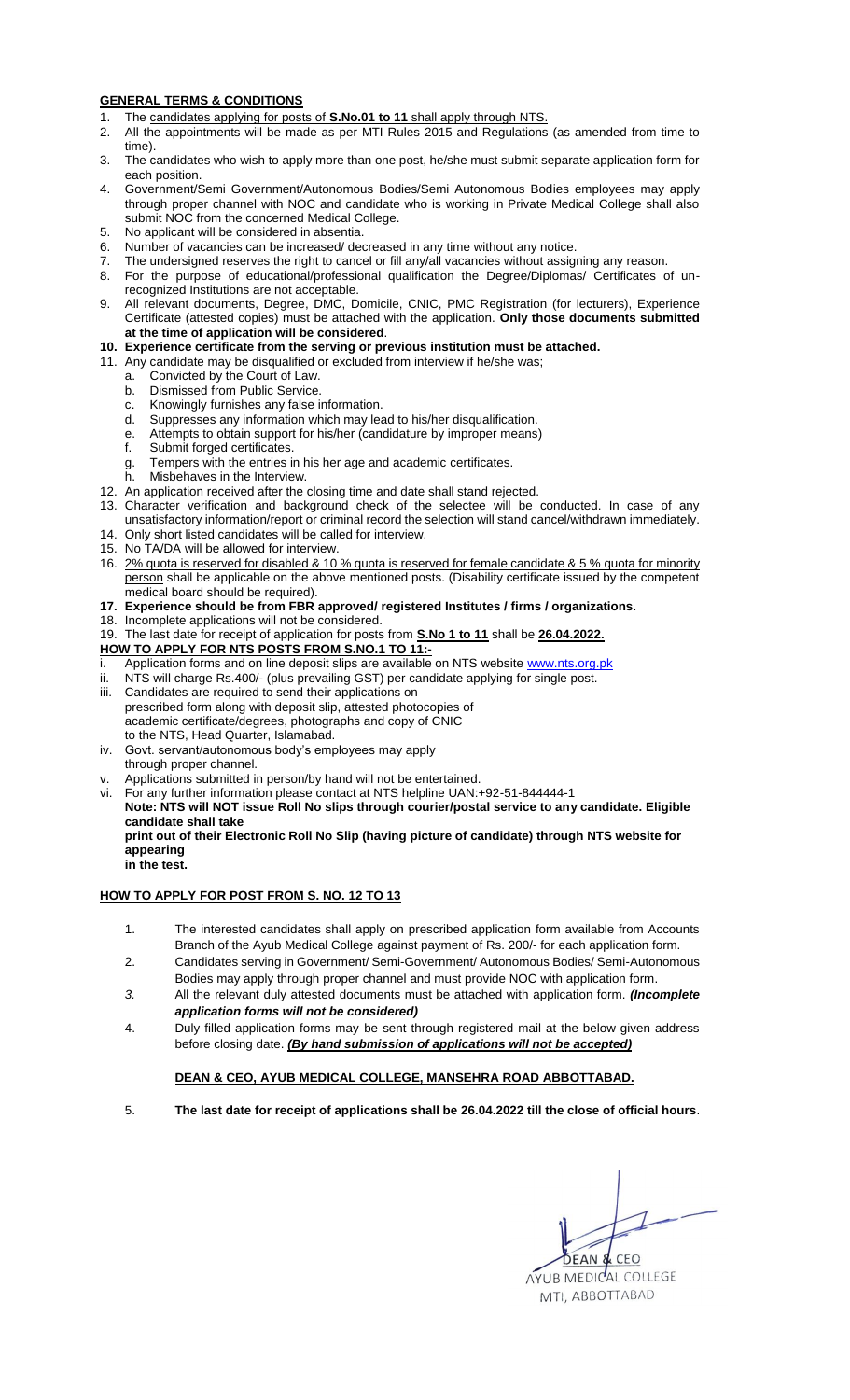## GENERAL TERMS & CONDITIONS

1. The candidates applying for posts of **S.No.01 to 11** shall apply through NTS.
2. All the appointments will be made as per MTI Rules 2015 and Regulations (as amended from time to time).
3. The candidates who wish to apply more than one post, he/she must submit separate application form for each position.
4. Government/Semi Government/Autonomous Bodies/Semi Autonomous Bodies employees may apply through proper channel with NOC and candidate who is working in Private Medical College shall also submit NOC from the concerned Medical College.
5. No applicant will be considered in absentia.
6. Number of vacancies can be increased/ decreased in any time without any notice.
7. The undersigned reserves the right to cancel or fill any/all vacancies without assigning any reason.
8. For the purpose of educational/professional qualification the Degree/Diplomas/ Certificates of un-recognized Institutions are not acceptable.
9. All relevant documents, Degree, DMC, Domicile, CNIC, PMC Registration (for lecturers), Experience Certificate (attested copies) must be attached with the application. **Only those documents submitted at the time of application will be considered**.
10. **Experience certificate from the serving or previous institution must be attached.**
11. Any candidate may be disqualified or excluded from interview if he/she was;
    a. Convicted by the Court of Law.
    b. Dismissed from Public Service.
    c. Knowingly furnishes any false information.
    d. Suppresses any information which may lead to his/her disqualification.
    e. Attempts to obtain support for his/her (candidature by improper means)
    f. Submit forged certificates.
    g. Tempers with the entries in his her age and academic certificates.
    h. Misbehaves in the Interview.
12. An application received after the closing time and date shall stand rejected.
13. Character verification and background check of the selectee will be conducted. In case of any unsatisfactory information/report or criminal record the selection will stand cancel/withdrawn immediately.
14. Only short listed candidates will be called for interview.
15. No TA/DA will be allowed for interview.
16. 2% quota is reserved for disabled & 10 % quota is reserved for female candidate & 5 % quota for minority person shall be applicable on the above mentioned posts. (Disability certificate issued by the competent medical board should be required).
17. **Experience should be from FBR approved/ registered Institutes / firms / organizations.**
18. Incomplete applications will not be considered.
19. The last date for receipt of application for posts from **S.No 1 to 11** shall be **26.04.2022.**

**HOW TO APPLY FOR NTS POSTS FROM S.NO.1 TO 11:-**

i. Application forms and on line deposit slips are available on NTS website www.nts.org.pk
ii. NTS will charge Rs.400/- (plus prevailing GST) per candidate applying for single post.
iii. Candidates are required to send their applications on prescribed form along with deposit slip, attested photocopies of academic certificate/degrees, photographs and copy of CNIC to the NTS, Head Quarter, Islamabad.
iv. Govt. servant/autonomous body's employees may apply through proper channel.
v. Applications submitted in person/by hand will not be entertained.
vi. For any further information please contact at NTS helpline UAN:+92-51-844444-1

**Note: NTS will NOT issue Roll No slips through courier/postal service to any candidate. Eligible candidate shall take print out of their Electronic Roll No Slip (having picture of candidate) through NTS website for appearing in the test.**

## HOW TO APPLY FOR POST FROM S. NO. 12 TO 13

1. The interested candidates shall apply on prescribed application form available from Accounts Branch of the Ayub Medical College against payment of Rs. 200/- for each application form.
2. Candidates serving in Government/ Semi-Government/ Autonomous Bodies/ Semi-Autonomous Bodies may apply through proper channel and must provide NOC with application form.
3. All the relevant duly attested documents must be attached with application form. ***(Incomplete application forms will not be considered)***
4. Duly filled application forms may be sent through registered mail at the below given address before closing date. ***(By hand submission of applications will not be accepted)***

**DEAN & CEO, AYUB MEDICAL COLLEGE, MANSEHRA ROAD ABBOTTABAD.**

5. **The last date for receipt of applications shall be 26.04.2022 till the close of official hours**.

DEAN & CEO
AYUB MEDICAL COLLEGE
MTI, ABBOTTABAD